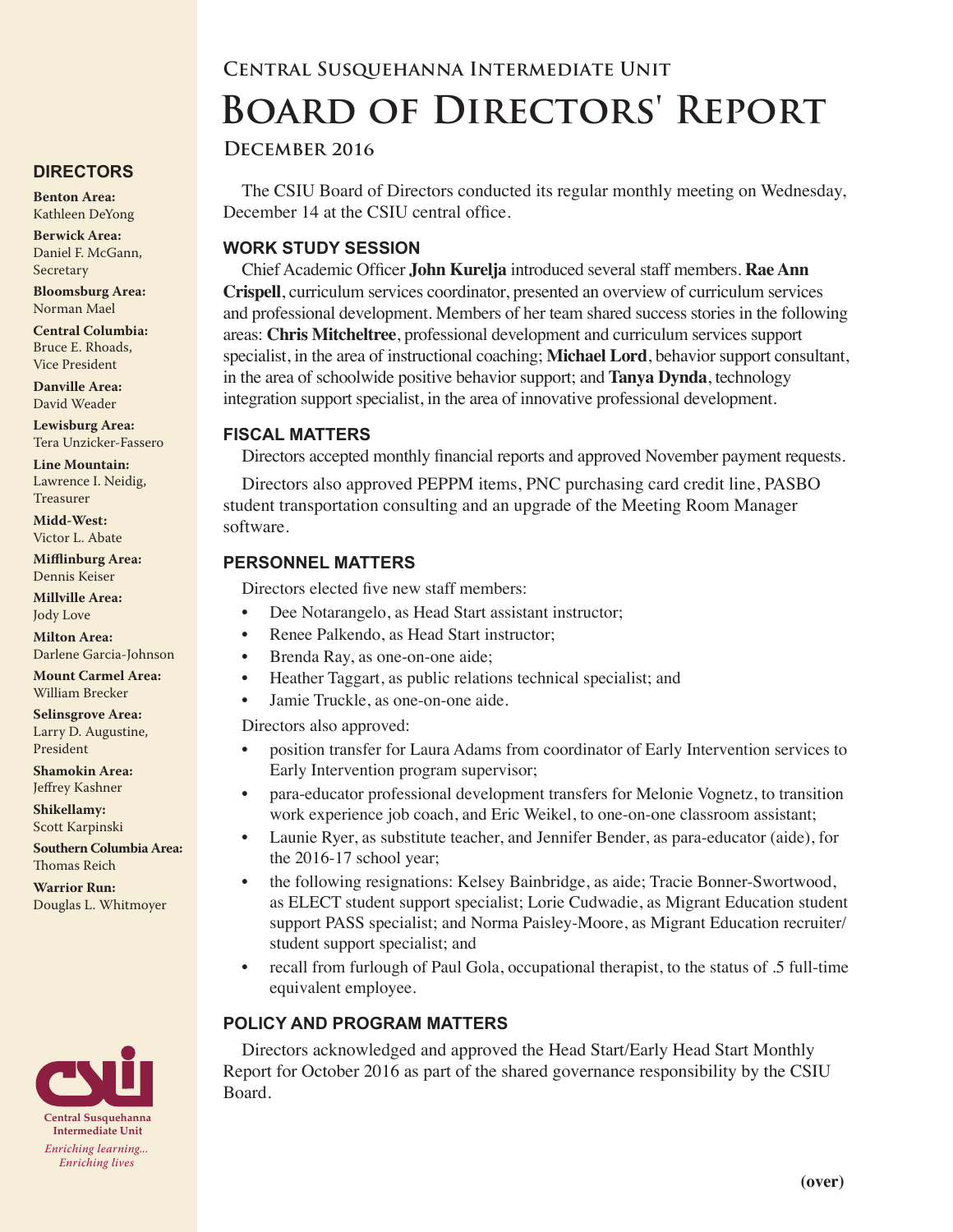## Central Susquehanna Intermediate Unit

# Board of Directors' Report

### December 2016

The CSIU Board of Directors conducted its regular monthly meeting on Wednesday, December 14 at the CSIU central office.

## WORK STUDY SESSION

Chief Academic Officer **John Kurelja** introduced several staff members. **Rae Ann Crispell**, curriculum services coordinator, presented an overview of curriculum services and professional development. Members of her team shared success stories in the following areas: **Chris Mitcheltree**, professional development and curriculum services support specialist, in the area of instructional coaching; **Michael Lord**, behavior support consultant, in the area of schoolwide positive behavior support; and **Tanya Dynda**, technology integration support specialist, in the area of innovative professional development.

## FISCAL MATTERS

Directors accepted monthly financial reports and approved November payment requests.

Directors also approved PEPPM items, PNC purchasing card credit line, PASBO student transportation consulting and an upgrade of the Meeting Room Manager software.

## PERSONNEL MATTERS

Directors elected five new staff members:

- Dee Notarangelo, as Head Start assistant instructor;
- Renee Palkendo, as Head Start instructor;
- Brenda Ray, as one-on-one aide;
- Heather Taggart, as public relations technical specialist; and
- Jamie Truckle, as one-on-one aide.

Directors also approved:

- position transfer for Laura Adams from coordinator of Early Intervention services to Early Intervention program supervisor;
- para-educator professional development transfers for Melonie Vognetz, to transition work experience job coach, and Eric Weikel, to one-on-one classroom assistant;
- Launie Ryer, as substitute teacher, and Jennifer Bender, as para-educator (aide), for the 2016-17 school year;
- the following resignations: Kelsey Bainbridge, as aide; Tracie Bonner-Swortwood, as ELECT student support specialist; Lorie Cudwadie, as Migrant Education student support PASS specialist; and Norma Paisley-Moore, as Migrant Education recruiter/student support specialist; and
- recall from furlough of Paul Gola, occupational therapist, to the status of .5 full-time equivalent employee.

## POLICY AND PROGRAM MATTERS

Directors acknowledged and approved the Head Start/Early Head Start Monthly Report for October 2016 as part of the shared governance responsibility by the CSIU Board.

**(over)**

## DIRECTORS

**Benton Area:** Kathleen DeYong

**Berwick Area:** Daniel F. McGann, Secretary

**Bloomsburg Area:** Norman Mael

**Central Columbia:** Bruce E. Rhoads, Vice President

**Danville Area:** David Weader

**Lewisburg Area:** Tera Unzicker-Fassero

**Line Mountain:** Lawrence I. Neidig, Treasurer

**Midd-West:** Victor L. Abate

**Mifflinburg Area:** Dennis Keiser

**Millville Area:** Jody Love

**Milton Area:** Darlene Garcia-Johnson

**Mount Carmel Area:** William Brecker

**Selinsgrove Area:** Larry D. Augustine, President

**Shamokin Area:** Jeffrey Kashner

**Shikellamy:** Scott Karpinski

**Southern Columbia Area:** Thomas Reich

**Warrior Run:** Douglas L. Whitmoyer

**Central Susquehanna Intermediate Unit**

*Enriching learning... Enriching lives*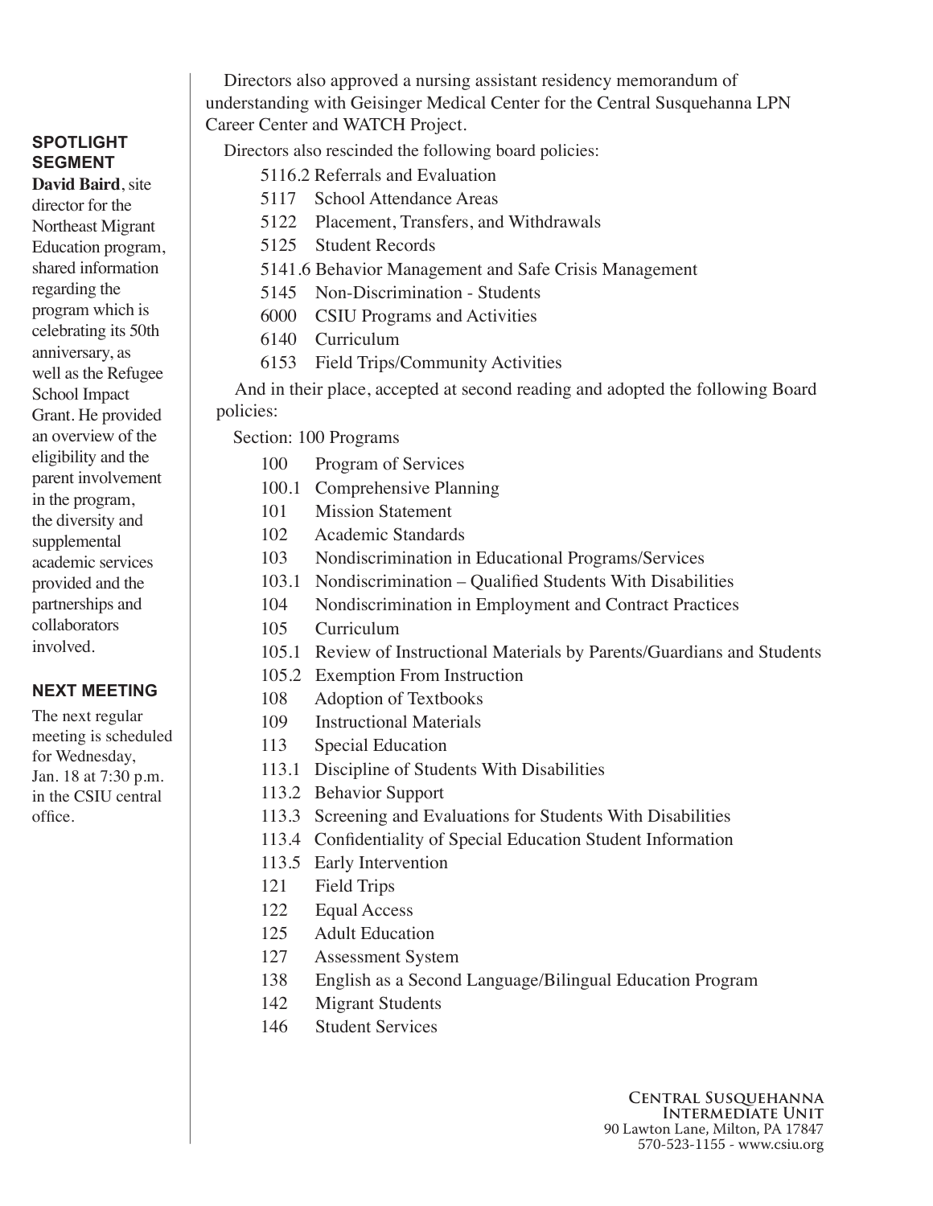Directors also approved a nursing assistant residency memorandum of understanding with Geisinger Medical Center for the Central Susquehanna LPN Career Center and WATCH Project.

Directors also rescinded the following board policies:

- 5116.2 Referrals and Evaluation
- 5117 School Attendance Areas
- 5122 Placement, Transfers, and Withdrawals
- 5125 Student Records
- 5141.6 Behavior Management and Safe Crisis Management
- 5145 Non-Discrimination - Students
- 6000 CSIU Programs and Activities
- 6140 Curriculum
- 6153 Field Trips/Community Activities

And in their place, accepted at second reading and adopted the following Board policies:

Section: 100 Programs

- 100 Program of Services
- 100.1 Comprehensive Planning
- 101 Mission Statement
- 102 Academic Standards
- 103 Nondiscrimination in Educational Programs/Services
- 103.1 Nondiscrimination – Qualified Students With Disabilities
- 104 Nondiscrimination in Employment and Contract Practices
- 105 Curriculum
- 105.1 Review of Instructional Materials by Parents/Guardians and Students
- 105.2 Exemption From Instruction
- 108 Adoption of Textbooks
- 109 Instructional Materials
- 113 Special Education
- 113.1 Discipline of Students With Disabilities
- 113.2 Behavior Support
- 113.3 Screening and Evaluations for Students With Disabilities
- 113.4 Confidentiality of Special Education Student Information
- 113.5 Early Intervention
- 121 Field Trips
- 122 Equal Access
- 125 Adult Education
- 127 Assessment System
- 138 English as a Second Language/Bilingual Education Program
- 142 Migrant Students
- 146 Student Services

## SPOTLIGHT SEGMENT

**David Baird**, site director for the Northeast Migrant Education program, shared information regarding the program which is celebrating its 50th anniversary, as well as the Refugee School Impact Grant. He provided an overview of the eligibility and the parent involvement in the program, the diversity and supplemental academic services provided and the partnerships and collaborators involved.

## NEXT MEETING

The next regular meeting is scheduled for Wednesday, Jan. 18 at 7:30 p.m. in the CSIU central office.

**Central Susquehanna Intermediate Unit**
90 Lawton Lane, Milton, PA 17847
570-523-1155 - www.csiu.org